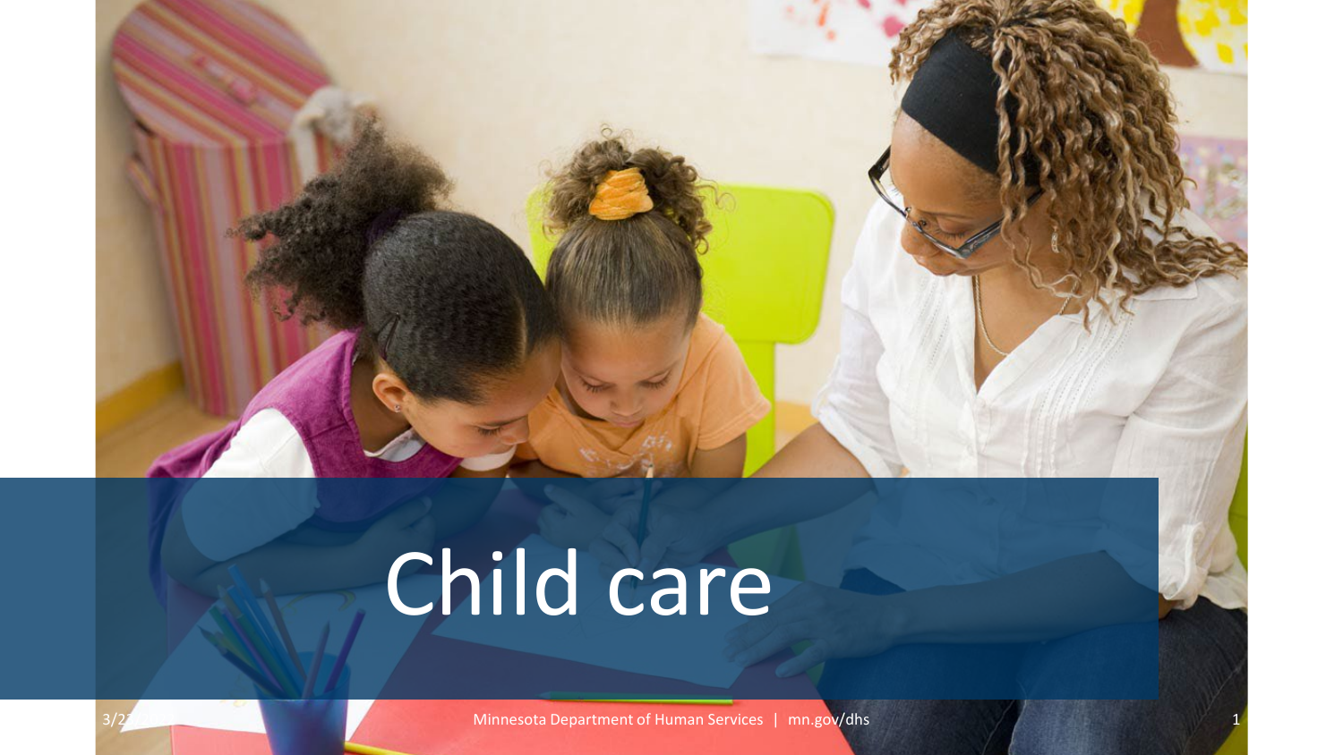# Child care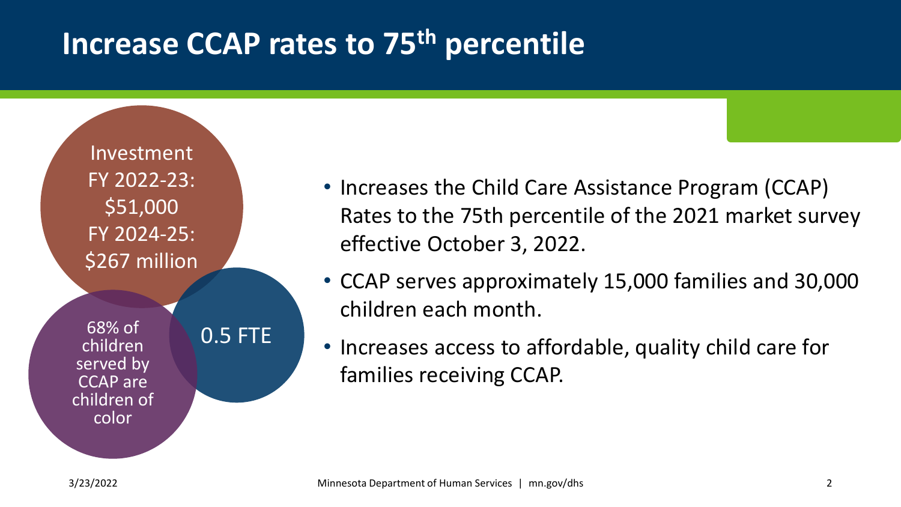# Increase CCAP rates to 75th percentile

Investment
FY 2022-23:
$51,000
FY 2024-25:
$267 million

68% of children served by CCAP are children of color

0.5 FTE

- Increases the Child Care Assistance Program (CCAP) Rates to the 75th percentile of the 2021 market survey effective October 3, 2022.
- CCAP serves approximately 15,000 families and 30,000 children each month.
- Increases access to affordable, quality child care for families receiving CCAP.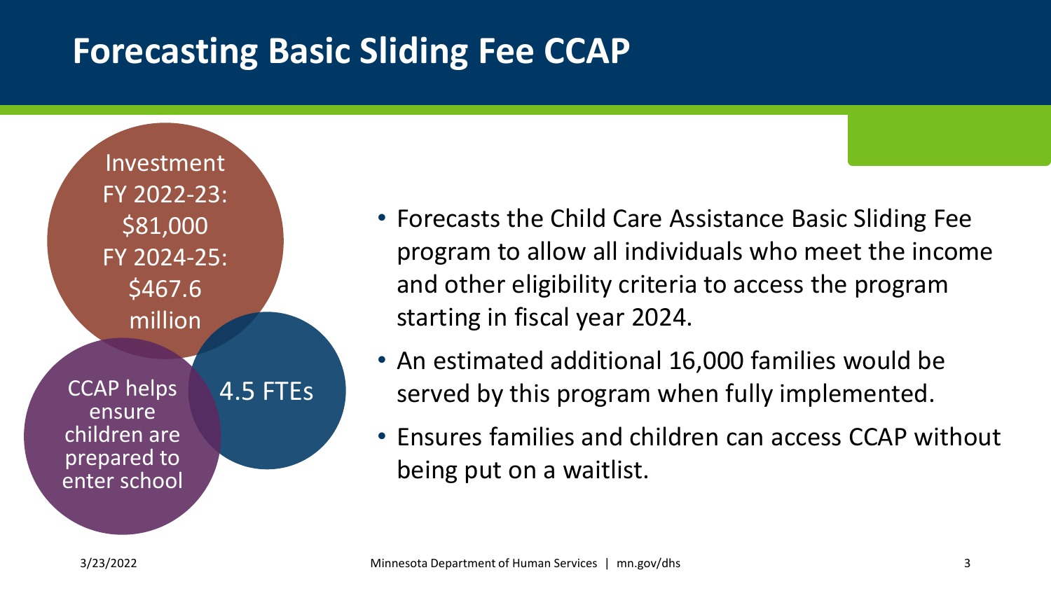# Forecasting Basic Sliding Fee CCAP

Investment
FY 2022-23: $81,000
FY 2024-25: $467.6 million

CCAP helps ensure children are prepared to enter school

4.5 FTEs

- Forecasts the Child Care Assistance Basic Sliding Fee program to allow all individuals who meet the income and other eligibility criteria to access the program starting in fiscal year 2024.
- An estimated additional 16,000 families would be served by this program when fully implemented.
- Ensures families and children can access CCAP without being put on a waitlist.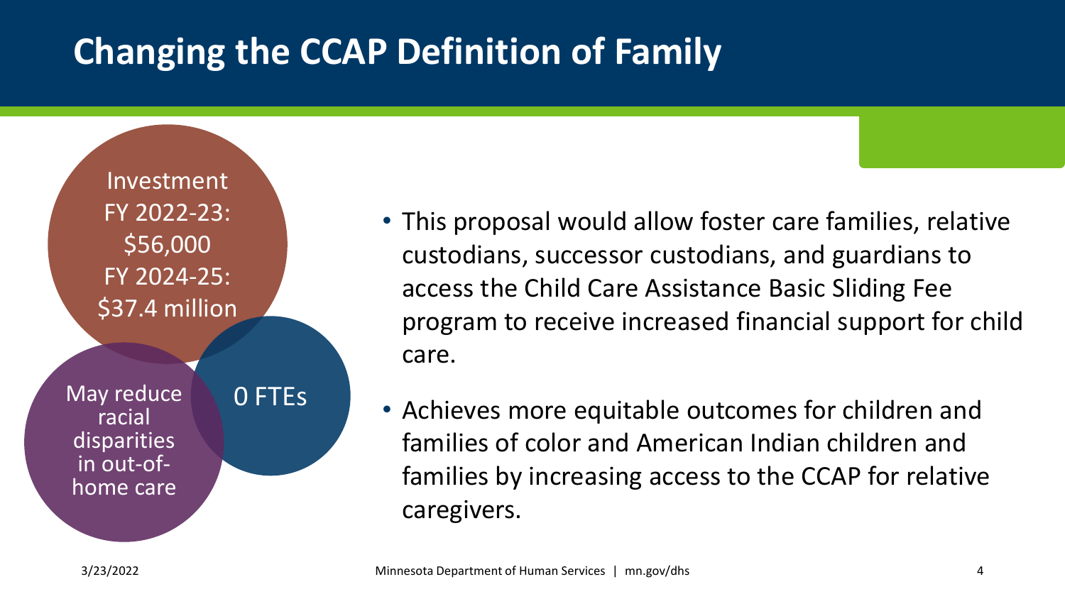# Changing the CCAP Definition of Family

Investment
FY 2022-23: $56,000
FY 2024-25: $37.4 million

May reduce racial disparities in out-of-home care

0 FTEs

- This proposal would allow foster care families, relative custodians, successor custodians, and guardians to access the Child Care Assistance Basic Sliding Fee program to receive increased financial support for child care.
- Achieves more equitable outcomes for children and families of color and American Indian children and families by increasing access to the CCAP for relative caregivers.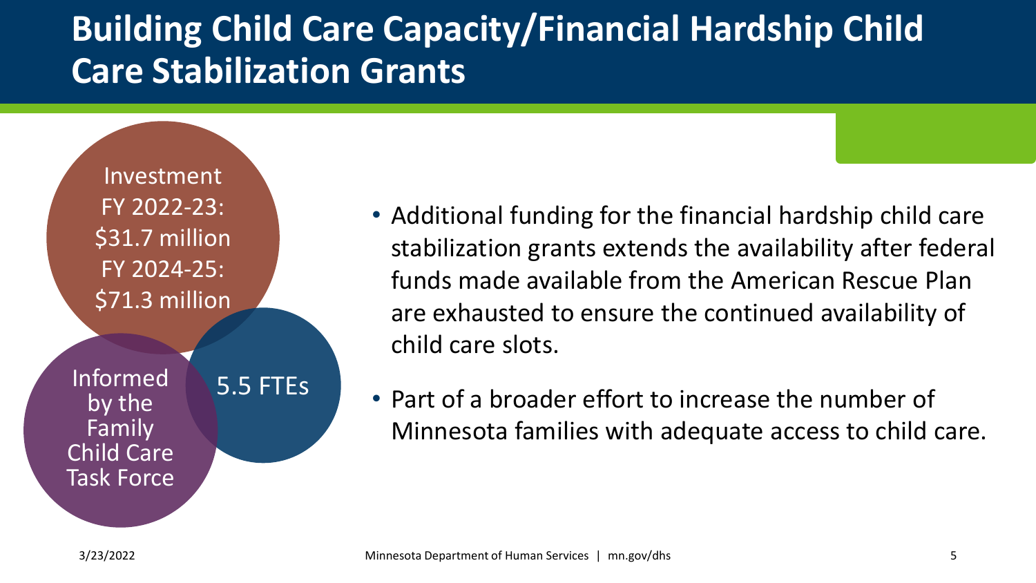# Building Child Care Capacity/Financial Hardship Child Care Stabilization Grants

Investment
FY 2022-23: $31.7 million
FY 2024-25: $71.3 million

Informed by the Family Child Care Task Force

5.5 FTEs

- Additional funding for the financial hardship child care stabilization grants extends the availability after federal funds made available from the American Rescue Plan are exhausted to ensure the continued availability of child care slots.
- Part of a broader effort to increase the number of Minnesota families with adequate access to child care.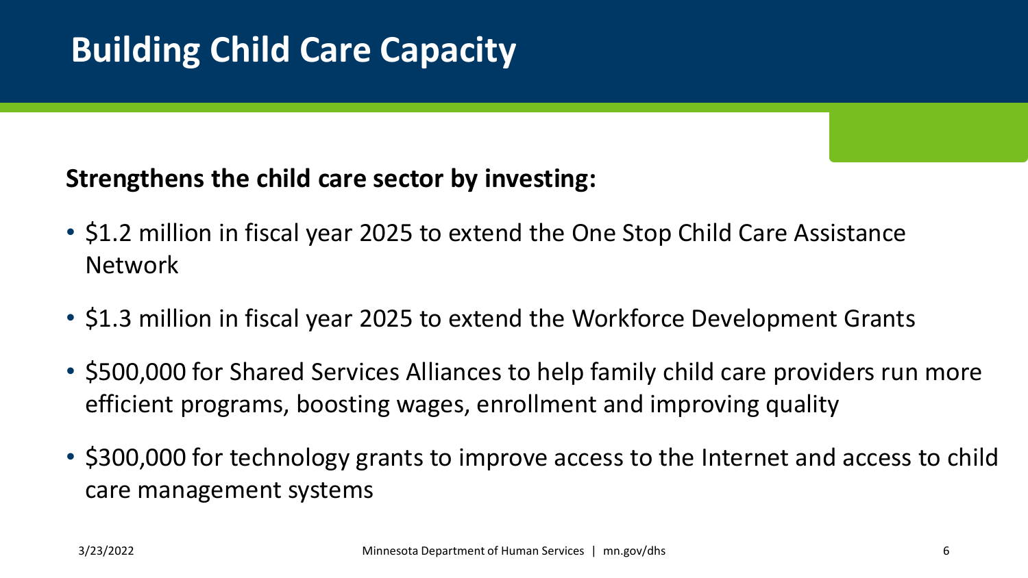# Building Child Care Capacity

**Strengthens the child care sector by investing:**

- $1.2 million in fiscal year 2025 to extend the One Stop Child Care Assistance Network
- $1.3 million in fiscal year 2025 to extend the Workforce Development Grants
- $500,000 for Shared Services Alliances to help family child care providers run more efficient programs, boosting wages, enrollment and improving quality
- $300,000 for technology grants to improve access to the Internet and access to child care management systems